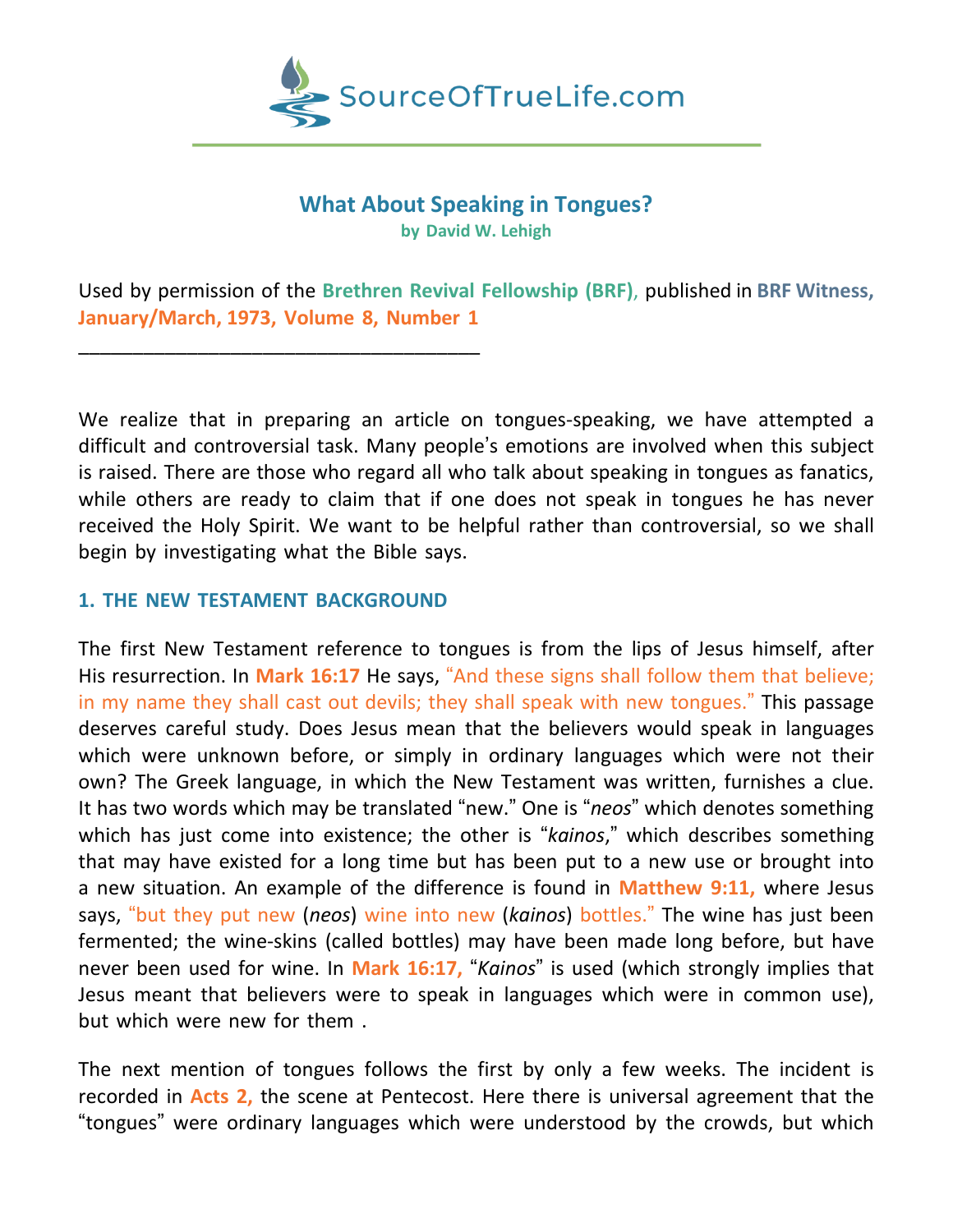SourceOfTrueLife.com

# What About Speaking in Tongues?

**by David W. Lehigh**

Used by permission of the **Brethren Revival Fellowship (BRF)**, published in **BRF Witness, January/March, 1973, Volume 8, Number 1**

---

We realize that in preparing an article on tongues-speaking, we have attempted a difficult and controversial task. Many people's emotions are involved when this subject is raised. There are those who regard all who talk about speaking in tongues as fanatics, while others are ready to claim that if one does not speak in tongues he has never received the Holy Spirit. We want to be helpful rather than controversial, so we shall begin by investigating what the Bible says.

## 1. THE NEW TESTAMENT BACKGROUND

The first New Testament reference to tongues is from the lips of Jesus himself, after His resurrection. In **Mark 16:17** He says, "And these signs shall follow them that believe; in my name they shall cast out devils; they shall speak with new tongues." This passage deserves careful study. Does Jesus mean that the believers would speak in languages which were unknown before, or simply in ordinary languages which were not their own? The Greek language, in which the New Testament was written, furnishes a clue. It has two words which may be translated "new." One is "*neos*" which denotes something which has just come into existence; the other is "*kainos*," which describes something that may have existed for a long time but has been put to a new use or brought into a new situation. An example of the difference is found in **Matthew 9:11,** where Jesus says, "but they put new (*neos*) wine into new (*kainos*) bottles." The wine has just been fermented; the wine-skins (called bottles) may have been made long before, but have never been used for wine. In **Mark 16:17,** "*Kainos*" is used (which strongly implies that Jesus meant that believers were to speak in languages which were in common use), but which were new for them .

The next mention of tongues follows the first by only a few weeks. The incident is recorded in **Acts 2,** the scene at Pentecost. Here there is universal agreement that the "tongues" were ordinary languages which were understood by the crowds, but which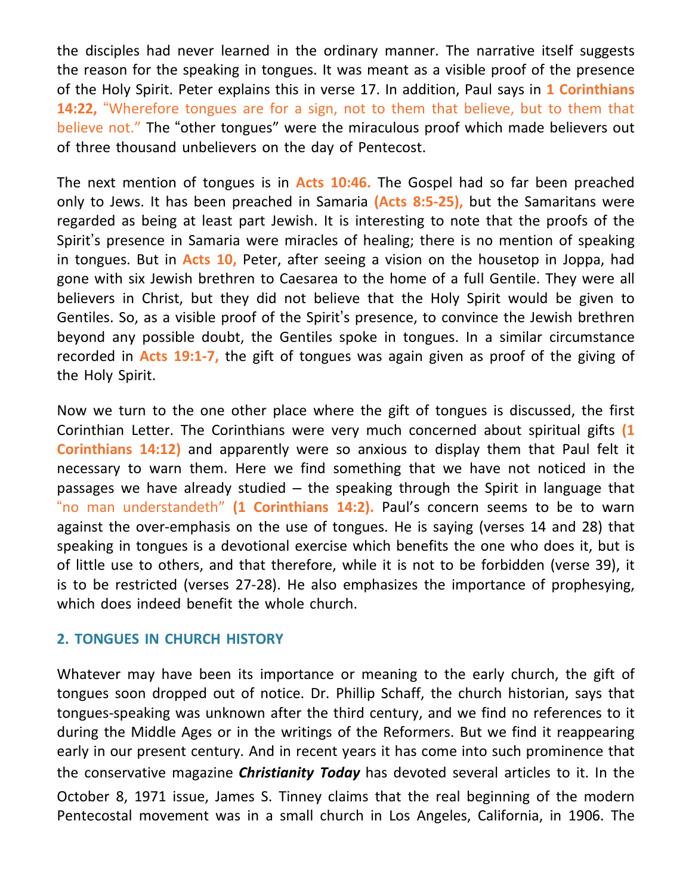the disciples had never learned in the ordinary manner. The narrative itself suggests the reason for the speaking in tongues. It was meant as a visible proof of the presence of the Holy Spirit. Peter explains this in verse 17. In addition, Paul says in **1 Corinthians 14:22,** "Wherefore tongues are for a sign, not to them that believe, but to them that believe not." The "other tongues" were the miraculous proof which made believers out of three thousand unbelievers on the day of Pentecost.

The next mention of tongues is in **Acts 10:46.** The Gospel had so far been preached only to Jews. It has been preached in Samaria **(Acts 8:5-25),** but the Samaritans were regarded as being at least part Jewish. It is interesting to note that the proofs of the Spirit's presence in Samaria were miracles of healing; there is no mention of speaking in tongues. But in **Acts 10,** Peter, after seeing a vision on the housetop in Joppa, had gone with six Jewish brethren to Caesarea to the home of a full Gentile. They were all believers in Christ, but they did not believe that the Holy Spirit would be given to Gentiles. So, as a visible proof of the Spirit's presence, to convince the Jewish brethren beyond any possible doubt, the Gentiles spoke in tongues. In a similar circumstance recorded in **Acts 19:1-7,** the gift of tongues was again given as proof of the giving of the Holy Spirit.

Now we turn to the one other place where the gift of tongues is discussed, the first Corinthian Letter. The Corinthians were very much concerned about spiritual gifts **(1 Corinthians 14:12)** and apparently were so anxious to display them that Paul felt it necessary to warn them. Here we find something that we have not noticed in the passages we have already studied – the speaking through the Spirit in language that "no man understandeth" **(1 Corinthians 14:2).** Paul's concern seems to be to warn against the over-emphasis on the use of tongues. He is saying (verses 14 and 28) that speaking in tongues is a devotional exercise which benefits the one who does it, but is of little use to others, and that therefore, while it is not to be forbidden (verse 39), it is to be restricted (verses 27-28). He also emphasizes the importance of prophesying, which does indeed benefit the whole church.

## 2. TONGUES IN CHURCH HISTORY

Whatever may have been its importance or meaning to the early church, the gift of tongues soon dropped out of notice. Dr. Phillip Schaff, the church historian, says that tongues-speaking was unknown after the third century, and we find no references to it during the Middle Ages or in the writings of the Reformers. But we find it reappearing early in our present century. And in recent years it has come into such prominence that the conservative magazine ***Christianity Today*** has devoted several articles to it. In the October 8, 1971 issue, James S. Tinney claims that the real beginning of the modern Pentecostal movement was in a small church in Los Angeles, California, in 1906. The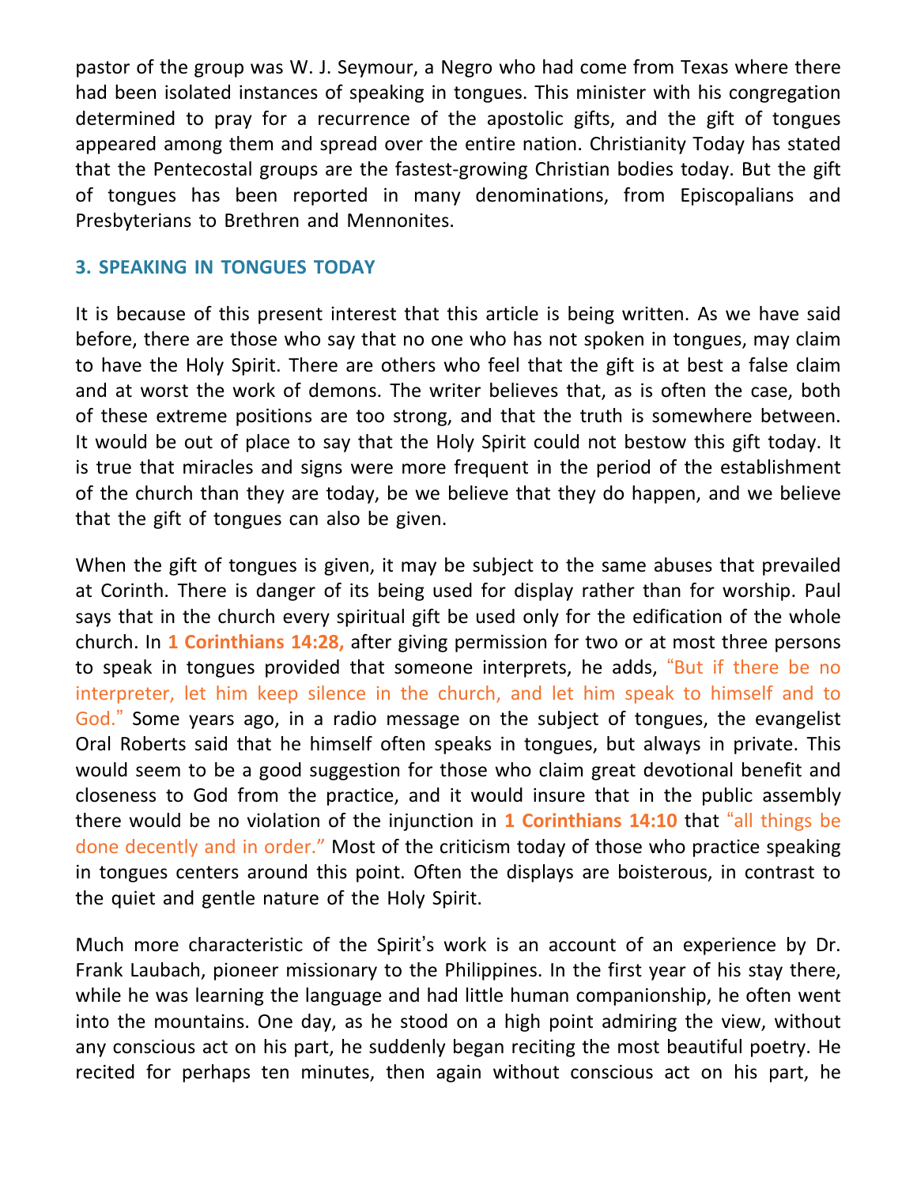pastor of the group was W. J. Seymour, a Negro who had come from Texas where there had been isolated instances of speaking in tongues. This minister with his congregation determined to pray for a recurrence of the apostolic gifts, and the gift of tongues appeared among them and spread over the entire nation. Christianity Today has stated that the Pentecostal groups are the fastest-growing Christian bodies today. But the gift of tongues has been reported in many denominations, from Episcopalians and Presbyterians to Brethren and Mennonites.

### 3. SPEAKING IN TONGUES TODAY

It is because of this present interest that this article is being written. As we have said before, there are those who say that no one who has not spoken in tongues, may claim to have the Holy Spirit. There are others who feel that the gift is at best a false claim and at worst the work of demons. The writer believes that, as is often the case, both of these extreme positions are too strong, and that the truth is somewhere between. It would be out of place to say that the Holy Spirit could not bestow this gift today. It is true that miracles and signs were more frequent in the period of the establishment of the church than they are today, be we believe that they do happen, and we believe that the gift of tongues can also be given.

When the gift of tongues is given, it may be subject to the same abuses that prevailed at Corinth. There is danger of its being used for display rather than for worship. Paul says that in the church every spiritual gift be used only for the edification of the whole church. In **1 Corinthians 14:28,** after giving permission for two or at most three persons to speak in tongues provided that someone interprets, he adds, "But if there be no interpreter, let him keep silence in the church, and let him speak to himself and to God." Some years ago, in a radio message on the subject of tongues, the evangelist Oral Roberts said that he himself often speaks in tongues, but always in private. This would seem to be a good suggestion for those who claim great devotional benefit and closeness to God from the practice, and it would insure that in the public assembly there would be no violation of the injunction in **1 Corinthians 14:10** that "all things be done decently and in order." Most of the criticism today of those who practice speaking in tongues centers around this point. Often the displays are boisterous, in contrast to the quiet and gentle nature of the Holy Spirit.

Much more characteristic of the Spirit's work is an account of an experience by Dr. Frank Laubach, pioneer missionary to the Philippines. In the first year of his stay there, while he was learning the language and had little human companionship, he often went into the mountains. One day, as he stood on a high point admiring the view, without any conscious act on his part, he suddenly began reciting the most beautiful poetry. He recited for perhaps ten minutes, then again without conscious act on his part, he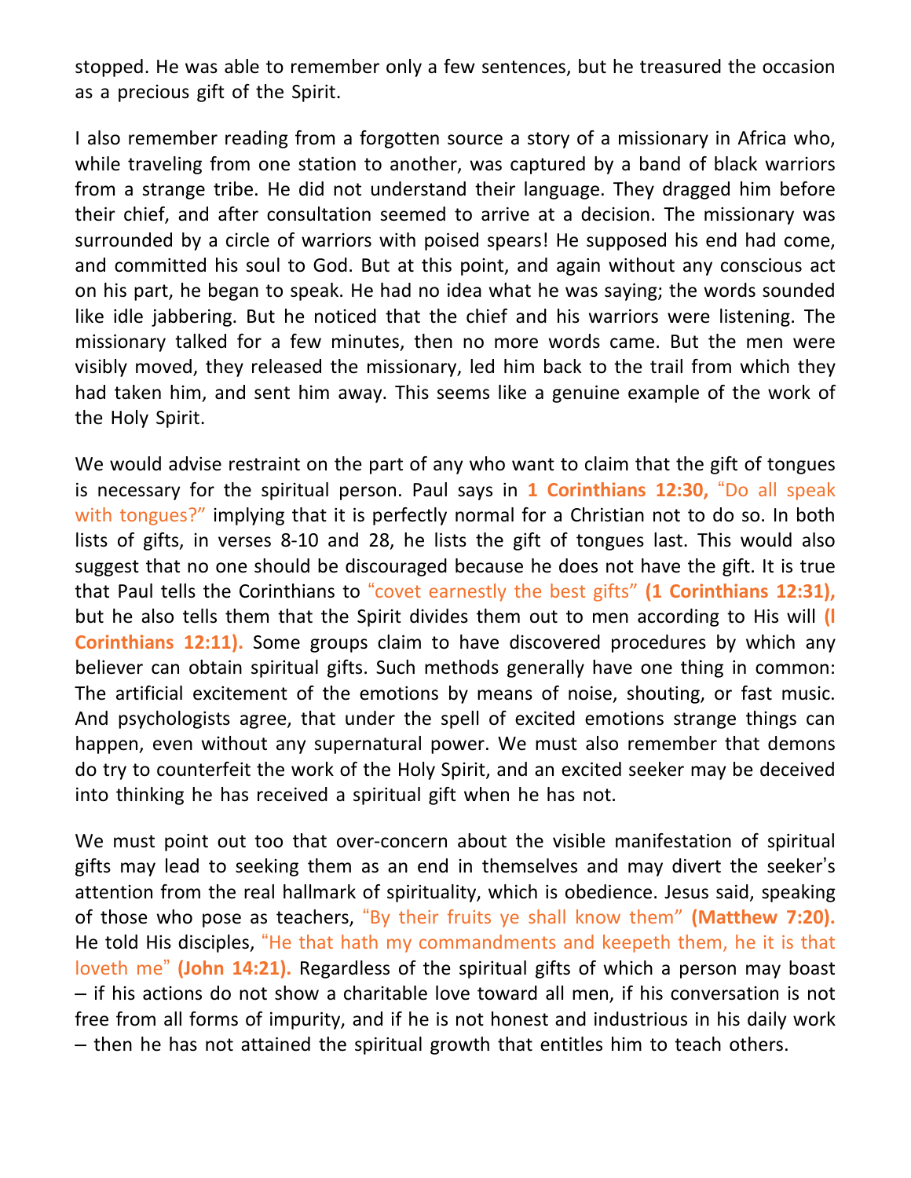stopped. He was able to remember only a few sentences, but he treasured the occasion as a precious gift of the Spirit.

I also remember reading from a forgotten source a story of a missionary in Africa who, while traveling from one station to another, was captured by a band of black warriors from a strange tribe. He did not understand their language. They dragged him before their chief, and after consultation seemed to arrive at a decision. The missionary was surrounded by a circle of warriors with poised spears! He supposed his end had come, and committed his soul to God. But at this point, and again without any conscious act on his part, he began to speak. He had no idea what he was saying; the words sounded like idle jabbering. But he noticed that the chief and his warriors were listening. The missionary talked for a few minutes, then no more words came. But the men were visibly moved, they released the missionary, led him back to the trail from which they had taken him, and sent him away. This seems like a genuine example of the work of the Holy Spirit.

We would advise restraint on the part of any who want to claim that the gift of tongues is necessary for the spiritual person. Paul says in **1 Corinthians 12:30,** "Do all speak with tongues?" implying that it is perfectly normal for a Christian not to do so. In both lists of gifts, in verses 8-10 and 28, he lists the gift of tongues last. This would also suggest that no one should be discouraged because he does not have the gift. It is true that Paul tells the Corinthians to "covet earnestly the best gifts" **(1 Corinthians 12:31),** but he also tells them that the Spirit divides them out to men according to His will **(I Corinthians 12:11).** Some groups claim to have discovered procedures by which any believer can obtain spiritual gifts. Such methods generally have one thing in common: The artificial excitement of the emotions by means of noise, shouting, or fast music. And psychologists agree, that under the spell of excited emotions strange things can happen, even without any supernatural power. We must also remember that demons do try to counterfeit the work of the Holy Spirit, and an excited seeker may be deceived into thinking he has received a spiritual gift when he has not.

We must point out too that over-concern about the visible manifestation of spiritual gifts may lead to seeking them as an end in themselves and may divert the seeker's attention from the real hallmark of spirituality, which is obedience. Jesus said, speaking of those who pose as teachers, "By their fruits ye shall know them" **(Matthew 7:20).** He told His disciples, "He that hath my commandments and keepeth them, he it is that loveth me" **(John 14:21).** Regardless of the spiritual gifts of which a person may boast – if his actions do not show a charitable love toward all men, if his conversation is not free from all forms of impurity, and if he is not honest and industrious in his daily work – then he has not attained the spiritual growth that entitles him to teach others.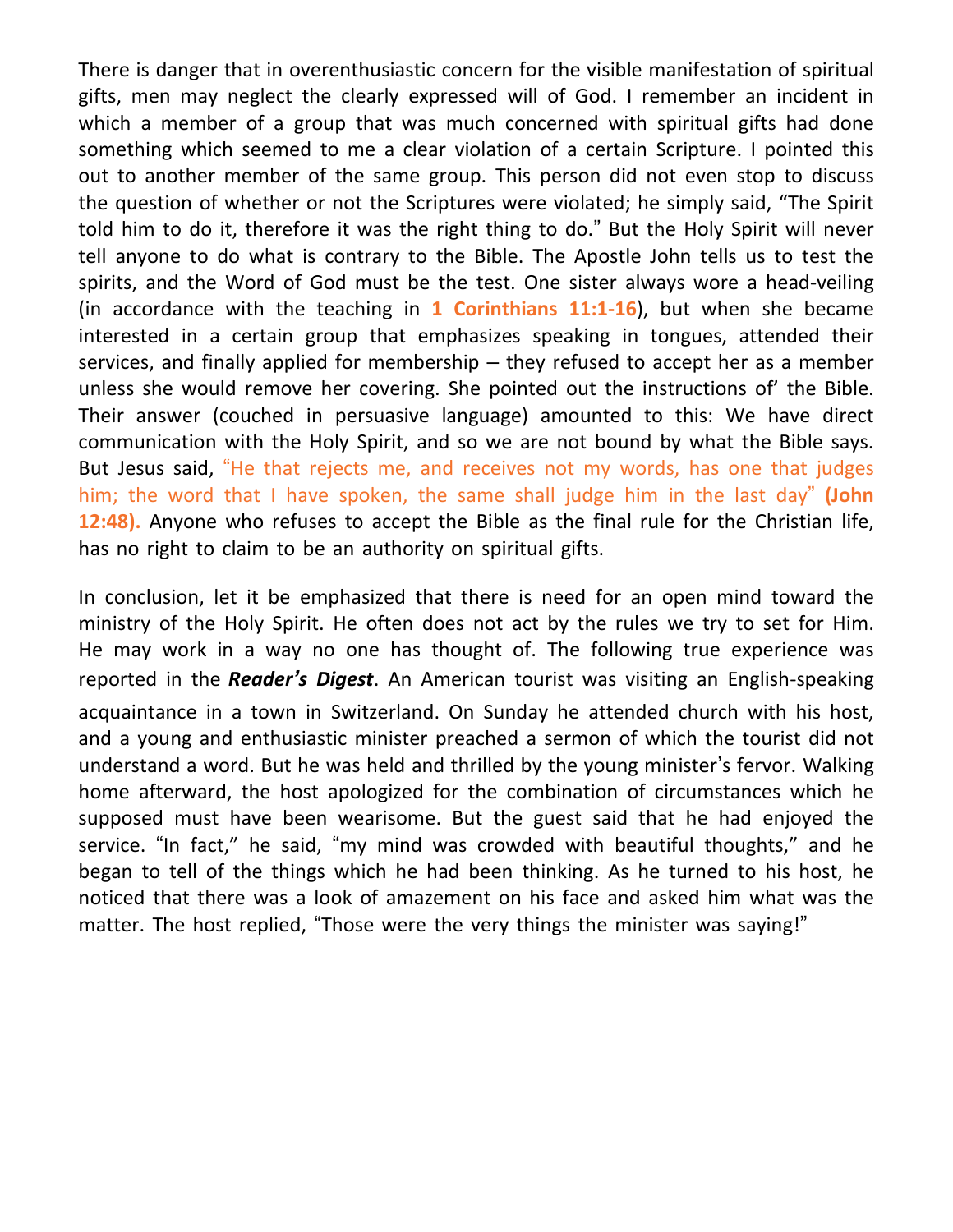There is danger that in overenthusiastic concern for the visible manifestation of spiritual gifts, men may neglect the clearly expressed will of God. I remember an incident in which a member of a group that was much concerned with spiritual gifts had done something which seemed to me a clear violation of a certain Scripture. I pointed this out to another member of the same group. This person did not even stop to discuss the question of whether or not the Scriptures were violated; he simply said, "The Spirit told him to do it, therefore it was the right thing to do." But the Holy Spirit will never tell anyone to do what is contrary to the Bible. The Apostle John tells us to test the spirits, and the Word of God must be the test. One sister always wore a head-veiling (in accordance with the teaching in **1 Corinthians 11:1-16**), but when she became interested in a certain group that emphasizes speaking in tongues, attended their services, and finally applied for membership – they refused to accept her as a member unless she would remove her covering. She pointed out the instructions of' the Bible. Their answer (couched in persuasive language) amounted to this: We have direct communication with the Holy Spirit, and so we are not bound by what the Bible says. But Jesus said, "He that rejects me, and receives not my words, has one that judges him; the word that I have spoken, the same shall judge him in the last day" **(John 12:48).** Anyone who refuses to accept the Bible as the final rule for the Christian life, has no right to claim to be an authority on spiritual gifts.

In conclusion, let it be emphasized that there is need for an open mind toward the ministry of the Holy Spirit. He often does not act by the rules we try to set for Him. He may work in a way no one has thought of. The following true experience was reported in the ***Reader's Digest***. An American tourist was visiting an English-speaking acquaintance in a town in Switzerland. On Sunday he attended church with his host, and a young and enthusiastic minister preached a sermon of which the tourist did not understand a word. But he was held and thrilled by the young minister's fervor. Walking home afterward, the host apologized for the combination of circumstances which he supposed must have been wearisome. But the guest said that he had enjoyed the service. "In fact," he said, "my mind was crowded with beautiful thoughts," and he began to tell of the things which he had been thinking. As he turned to his host, he noticed that there was a look of amazement on his face and asked him what was the matter. The host replied, "Those were the very things the minister was saying!"